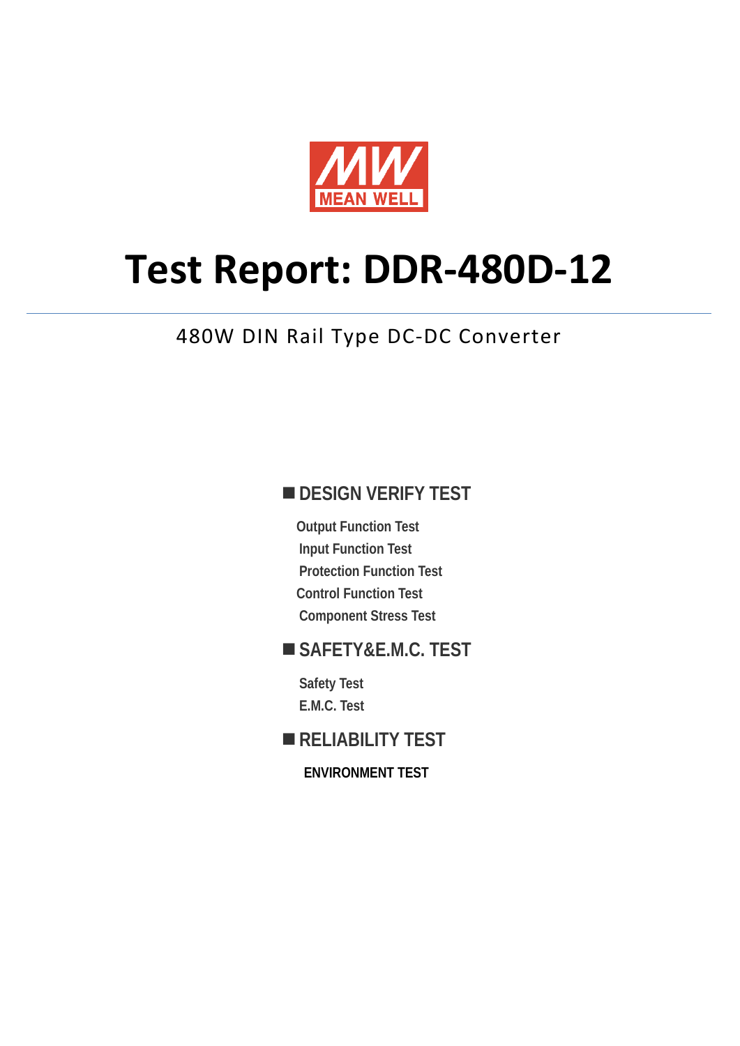MEAN WELL

# Test Report: DDR-480D-12

480W DIN Rail Type DC-DC Converter

## ■ DESIGN VERIFY TEST

Output Function Test

Input Function Test

Protection Function Test

Control Function Test

Component Stress Test

## ■ SAFETY&E.M.C. TEST

Safety Test

E.M.C. Test

## ■ RELIABILITY TEST

**ENVIRONMENT TEST**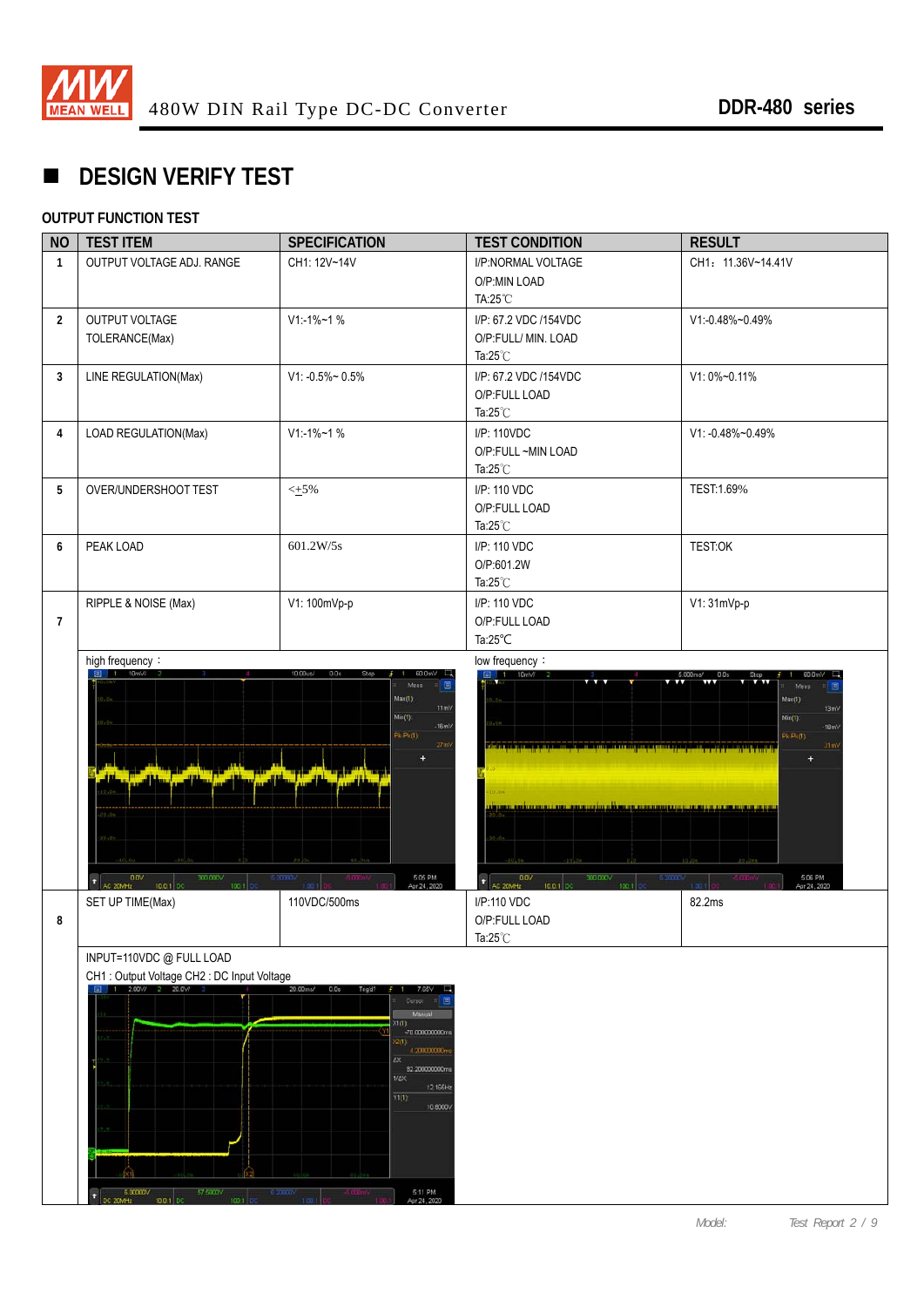## ■ DESIGN VERIFY TEST

### OUTPUT FUNCTION TEST

| NO | TEST ITEM | SPECIFICATION | TEST CONDITION | RESULT |
|---|---|---|---|---|
| 1 | OUTPUT VOLTAGE ADJ. RANGE | CH1: 12V~14V | I/P:NORMAL VOLTAGE<br>O/P:MIN LOAD<br>TA:25℃ | CH1： 11.36V~14.41V |
| 2 | OUTPUT VOLTAGE TOLERANCE(Max) | V1:-1%~1 % | I/P: 67.2 VDC /154VDC<br>O/P:FULL/ MIN. LOAD<br>Ta:25℃ | V1:-0.48%~0.49% |
| 3 | LINE REGULATION(Max) | V1: -0.5%~ 0.5% | I/P: 67.2 VDC /154VDC<br>O/P:FULL LOAD<br>Ta:25℃ | V1: 0%~0.11% |
| 4 | LOAD REGULATION(Max) | V1:-1%~1 % | I/P: 110VDC<br>O/P:FULL ~MIN LOAD<br>Ta:25℃ | V1: -0.48%~0.49% |
| 5 | OVER/UNDERSHOOT TEST | <±5% | I/P: 110 VDC<br>O/P:FULL LOAD<br>Ta:25℃ | TEST:1.69% |
| 6 | PEAK LOAD | 601.2W/5s | I/P: 110 VDC<br>O/P:601.2W<br>Ta:25℃ | TEST:OK |
| 7 | RIPPLE & NOISE (Max) | V1: 100mVp-p | I/P: 110 VDC<br>O/P:FULL LOAD<br>Ta:25℃ | V1: 31mVp-p |

high frequency：

low frequency：

| NO | TEST ITEM | SPECIFICATION | TEST CONDITION | RESULT |
|---|---|---|---|---|
| 8 | SET UP TIME(Max) | 110VDC/500ms | I/P:110 VDC<br>O/P:FULL LOAD<br>Ta:25℃ | 82.2ms |

INPUT=110VDC @ FULL LOAD

CH1 : Output Voltage CH2 : DC Input Voltage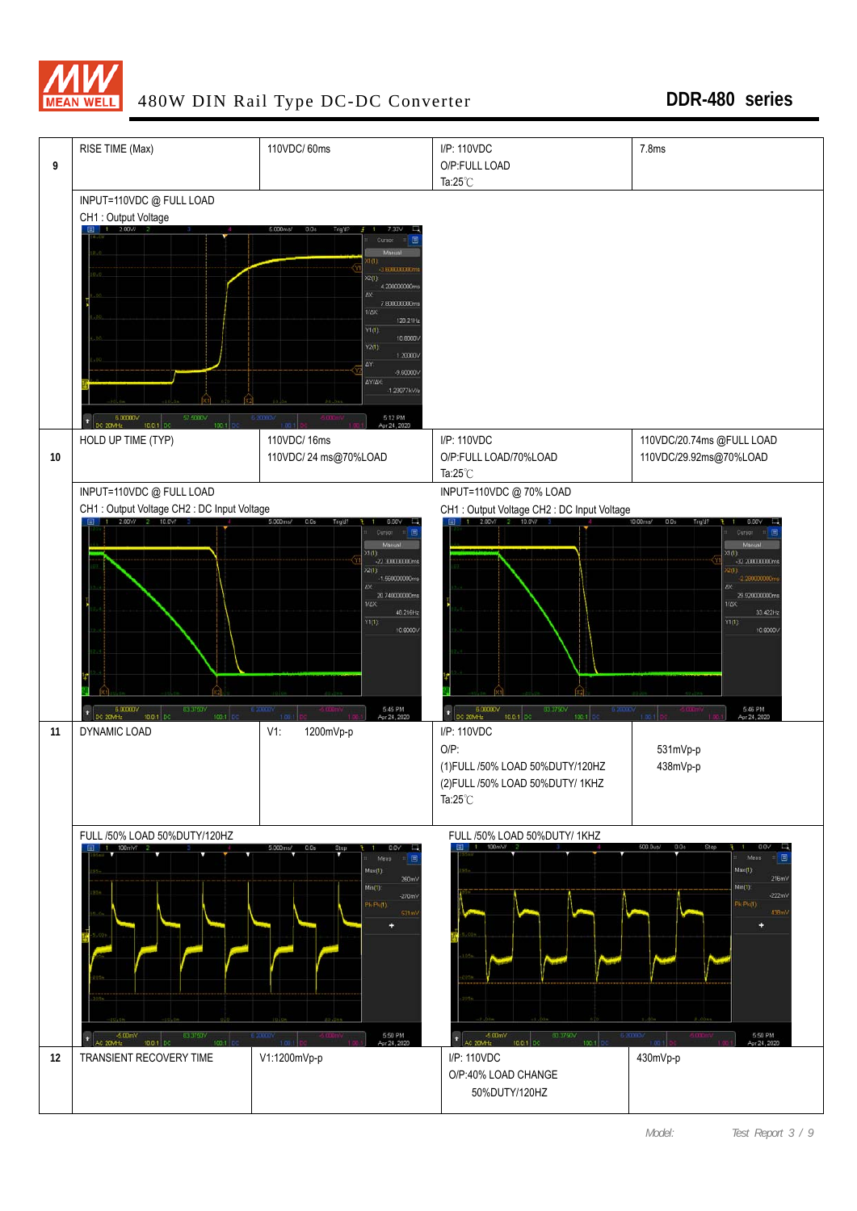# 480W DIN Rail Type DC-DC Converter

## DDR-480 series

| No. | Item | Spec | Test Condition | Result |
|---|---|---|---|---|
| 9 | RISE TIME (Max) | 110VDC/ 60ms | I/P: 110VDC<br>O/P:FULL LOAD<br>Ta:25℃ | 7.8ms |

INPUT=110VDC @ FULL LOAD
CH1 : Output Voltage

| No. | Item | Spec | Test Condition | Result |
|---|---|---|---|---|
| 10 | HOLD UP TIME (TYP) | 110VDC/ 16ms<br>110VDC/ 24 ms@70%LOAD | I/P: 110VDC<br>O/P:FULL LOAD/70%LOAD<br>Ta:25℃ | 110VDC/20.74ms @FULL LOAD<br>110VDC/29.92ms@70%LOAD |

INPUT=110VDC @ FULL LOAD
CH1 : Output Voltage CH2 : DC Input Voltage

INPUT=110VDC @ 70% LOAD
CH1 : Output Voltage CH2 : DC Input Voltage

| No. | Item | Spec | Test Condition | Result |
|---|---|---|---|---|
| 11 | DYNAMIC LOAD | V1: 1200mVp-p | I/P: 110VDC<br>O/P:<br>(1)FULL /50% LOAD 50%DUTY/120HZ<br>(2)FULL /50% LOAD 50%DUTY/ 1KHZ<br>Ta:25℃ | 531mVp-p<br>438mVp-p |

FULL /50% LOAD 50%DUTY/120HZ

FULL /50% LOAD 50%DUTY/ 1KHZ

| No. | Item | Spec | Test Condition | Result |
|---|---|---|---|---|
| 12 | TRANSIENT RECOVERY TIME | V1:1200mVp-p | I/P: 110VDC<br>O/P:40% LOAD CHANGE<br>50%DUTY/120HZ | 430mVp-p |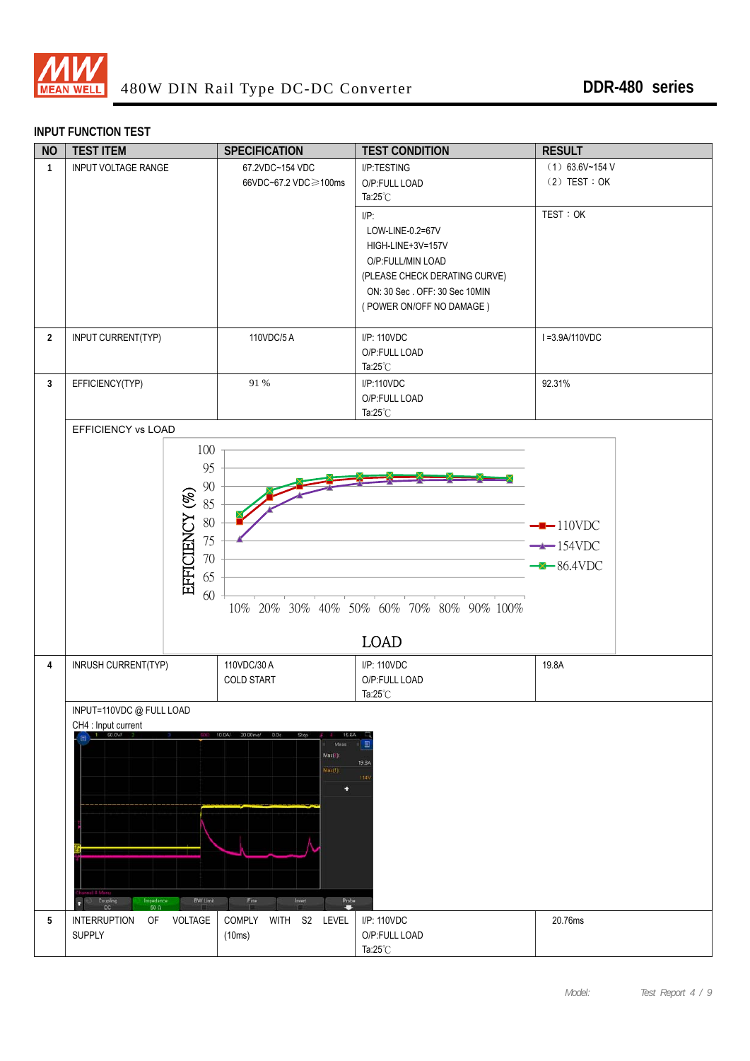## INPUT FUNCTION TEST

| NO | TEST ITEM | SPECIFICATION | TEST CONDITION | RESULT |
|---|---|---|---|---|
| 1 | INPUT VOLTAGE RANGE | 67.2VDC~154 VDC<br>66VDC~67.2 VDC≥100ms | I/P:TESTING<br>O/P:FULL LOAD<br>Ta:25℃ | （1）63.6V~154 V<br>（2）TEST：OK |
| | | | I/P:<br>LOW-LINE-0.2=67V<br>HIGH-LINE+3V=157V<br>O/P:FULL/MIN LOAD<br>(PLEASE CHECK DERATING CURVE)<br>ON: 30 Sec . OFF: 30 Sec 10MIN<br>( POWER ON/OFF NO DAMAGE ) | TEST：OK |
| 2 | INPUT CURRENT(TYP) | 110VDC/5 A | I/P: 110VDC<br>O/P:FULL LOAD<br>Ta:25℃ | I =3.9A/110VDC |
| 3 | EFFICIENCY(TYP) | 91 % | I/P:110VDC<br>O/P:FULL LOAD<br>Ta:25℃ | 92.31% |
| | EFFICIENCY vs LOAD | | | |
| 4 | INRUSH CURRENT(TYP) | 110VDC/30 A<br>COLD START | I/P: 110VDC<br>O/P:FULL LOAD<br>Ta:25℃ | 19.8A |
| | INPUT=110VDC @ FULL LOAD<br>CH4 : Input current | | | |
| 5 | INTERRUPTION OF VOLTAGE SUPPLY | COMPLY WITH S2 LEVEL (10ms) | I/P: 110VDC<br>O/P:FULL LOAD<br>Ta:25℃ | 20.76ms |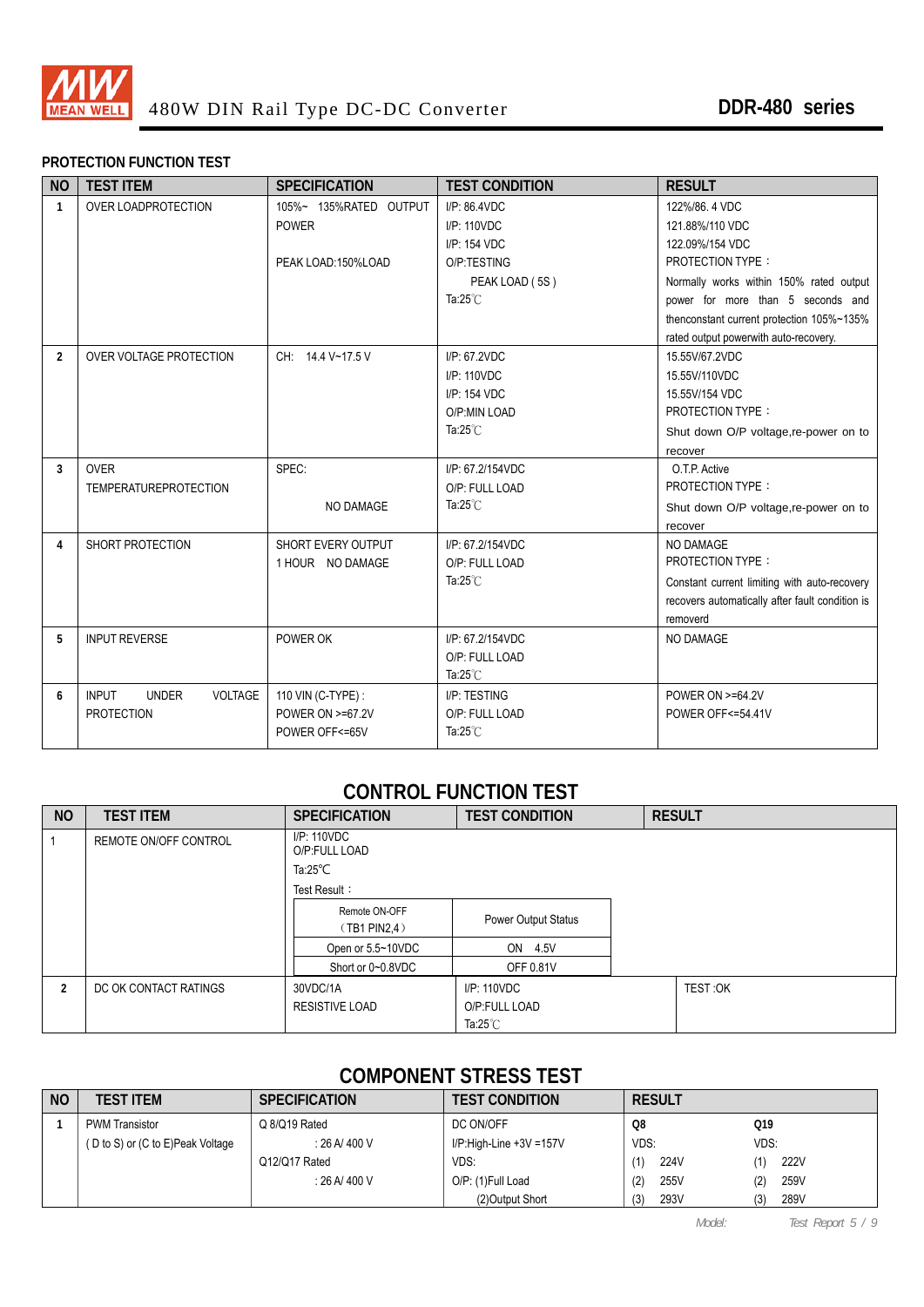480W DIN Rail Type DC-DC Converter **DDR-480 series**

### PROTECTION FUNCTION TEST

| NO | TEST ITEM | SPECIFICATION | TEST CONDITION | RESULT |
|---|---|---|---|---|
| 1 | OVER LOADPROTECTION | 105%~ 135%RATED OUTPUT POWER<br><br>PEAK LOAD:150%LOAD | I/P: 86.4VDC<br>I/P: 110VDC<br>I/P: 154 VDC<br>O/P:TESTING<br>PEAK LOAD ( 5S )<br>Ta:25℃ | 122%/86. 4 VDC<br>121.88%/110 VDC<br>122.09%/154 VDC<br>PROTECTION TYPE：<br>Normally works within 150% rated output power for more than 5 seconds and thenconstant current protection 105%~135% rated output powerwith auto-recovery. |
| 2 | OVER VOLTAGE PROTECTION | CH: 14.4 V~17.5 V | I/P: 67.2VDC<br>I/P: 110VDC<br>I/P: 154 VDC<br>O/P:MIN LOAD<br>Ta:25℃ | 15.55V/67.2VDC<br>15.55V/110VDC<br>15.55V/154 VDC<br>PROTECTION TYPE：<br>Shut down O/P voltage,re-power on to recover |
| 3 | OVER TEMPERATUREPROTECTION | SPEC:<br>NO DAMAGE | I/P: 67.2/154VDC<br>O/P: FULL LOAD<br>Ta:25℃ | O.T.P. Active<br>PROTECTION TYPE：<br>Shut down O/P voltage,re-power on to recover |
| 4 | SHORT PROTECTION | SHORT EVERY OUTPUT 1 HOUR NO DAMAGE | I/P: 67.2/154VDC<br>O/P: FULL LOAD<br>Ta:25℃ | NO DAMAGE<br>PROTECTION TYPE：<br>Constant current limiting with auto-recovery recovers automatically after fault condition is removerd |
| 5 | INPUT REVERSE | POWER OK | I/P: 67.2/154VDC<br>O/P: FULL LOAD<br>Ta:25℃ | NO DAMAGE |
| 6 | INPUT UNDER VOLTAGE PROTECTION | 110 VIN (C-TYPE) :<br>POWER ON >=67.2V<br>POWER OFF<=65V | I/P: TESTING<br>O/P: FULL LOAD<br>Ta:25℃ | POWER ON >=64.2V<br>POWER OFF<=54.41V |

## CONTROL FUNCTION TEST

| NO | TEST ITEM | SPECIFICATION | TEST CONDITION | RESULT |
|---|---|---|---|---|
| 1 | REMOTE ON/OFF CONTROL | I/P: 110VDC<br>O/P:FULL LOAD<br>Ta:25℃<br>Test Result： | | |
| 2 | DC OK CONTACT RATINGS | 30VDC/1A<br>RESISTIVE LOAD | I/P: 110VDC<br>O/P:FULL LOAD<br>Ta:25℃ | TEST :OK |

| Remote ON-OFF (TB1 PIN2,4) | Power Output Status |
|---|---|
| Open or 5.5~10VDC | ON 4.5V |
| Short or 0~0.8VDC | OFF 0.81V |

## COMPONENT STRESS TEST

| NO | TEST ITEM | SPECIFICATION | TEST CONDITION | RESULT | |
|---|---|---|---|---|---|
| 1 | PWM Transistor<br>( D to S) or (C to E)Peak Voltage | Q 8/Q19 Rated<br>: 26 A/ 400 V<br>Q12/Q17 Rated<br>: 26 A/ 400 V | DC ON/OFF<br>I/P:High-Line +3V =157V<br>VDS:<br>O/P: (1)Full Load<br>(2)Output Short | **Q8**<br>VDS:<br>(1) 224V<br>(2) 255V<br>(3) 293V | **Q19**<br>VDS:<br>(1) 222V<br>(2) 259V<br>(3) 289V |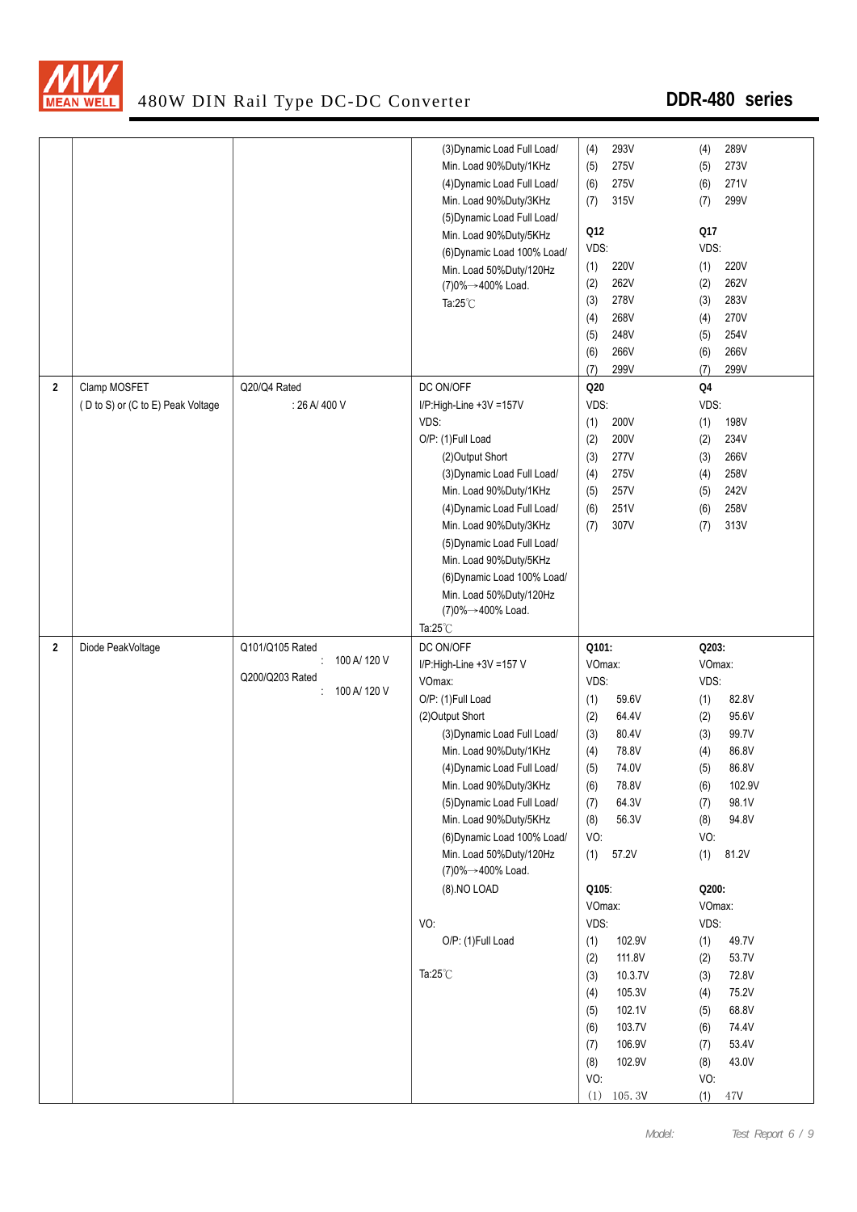| | | | | | |
|---|---|---|---|---|---|
| | | | (3)Dynamic Load Full Load/ Min. Load 90%Duty/1KHz<br>(4)Dynamic Load Full Load/ Min. Load 90%Duty/3KHz<br>(5)Dynamic Load Full Load/ Min. Load 90%Duty/5KHz<br>(6)Dynamic Load 100% Load/ Min. Load 50%Duty/120Hz<br>(7)0%→400% Load.<br>Ta:25℃ | (4) 293V<br>(5) 275V<br>(6) 275V<br>(7) 315V<br><br>**Q12**<br>VDS:<br>(1) 220V<br>(2) 262V<br>(3) 278V<br>(4) 268V<br>(5) 248V<br>(6) 266V<br>(7) 299V | (4) 289V<br>(5) 273V<br>(6) 271V<br>(7) 299V<br><br>**Q17**<br>VDS:<br>(1) 220V<br>(2) 262V<br>(3) 283V<br>(4) 270V<br>(5) 254V<br>(6) 266V<br>(7) 299V |
| **2** | Clamp MOSFET<br>( D to S) or (C to E) Peak Voltage | Q20/Q4 Rated<br>: 26 A/ 400 V | DC ON/OFF<br>I/P:High-Line +3V =157V<br>VDS:<br>O/P: (1)Full Load<br>(2)Output Short<br>(3)Dynamic Load Full Load/ Min. Load 90%Duty/1KHz<br>(4)Dynamic Load Full Load/ Min. Load 90%Duty/3KHz<br>(5)Dynamic Load Full Load/ Min. Load 90%Duty/5KHz<br>(6)Dynamic Load 100% Load/ Min. Load 50%Duty/120Hz<br>(7)0%→400% Load.<br>Ta:25℃ | **Q20**<br>VDS:<br>(1) 200V<br>(2) 200V<br>(3) 277V<br>(4) 275V<br>(5) 257V<br>(6) 251V<br>(7) 307V | **Q4**<br>VDS:<br>(1) 198V<br>(2) 234V<br>(3) 266V<br>(4) 258V<br>(5) 242V<br>(6) 258V<br>(7) 313V |
| **2** | Diode PeakVoltage | Q101/Q105 Rated<br>: 100 A/ 120 V<br>Q200/Q203 Rated<br>: 100 A/ 120 V | DC ON/OFF<br>I/P:High-Line +3V =157 V<br>VOmax:<br>O/P: (1)Full Load<br>(2)Output Short<br>(3)Dynamic Load Full Load/ Min. Load 90%Duty/1KHz<br>(4)Dynamic Load Full Load/ Min. Load 90%Duty/3KHz<br>(5)Dynamic Load Full Load/ Min. Load 90%Duty/5KHz<br>(6)Dynamic Load 100% Load/ Min. Load 50%Duty/120Hz<br>(7)0%→400% Load.<br>(8).NO LOAD<br><br>VO:<br>O/P: (1)Full Load<br><br>Ta:25℃ | **Q101:**<br>VOmax:<br>VDS:<br>(1) 59.6V<br>(2) 64.4V<br>(3) 80.4V<br>(4) 78.8V<br>(5) 74.0V<br>(6) 78.8V<br>(7) 64.3V<br>(8) 56.3V<br>VO:<br>(1) 57.2V<br><br>**Q105**:<br>VOmax:<br>VDS:<br>(1) 102.9V<br>(2) 111.8V<br>(3) 10.3.7V<br>(4) 105.3V<br>(5) 102.1V<br>(6) 103.7V<br>(7) 106.9V<br>(8) 102.9V<br>VO:<br>(1) 105.3V | **Q203:**<br>VOmax:<br>VDS:<br>(1) 82.8V<br>(2) 95.6V<br>(3) 99.7V<br>(4) 86.8V<br>(5) 86.8V<br>(6) 102.9V<br>(7) 98.1V<br>(8) 94.8V<br>VO:<br>(1) 81.2V<br><br>**Q200:**<br>VOmax:<br>VDS:<br>(1) 49.7V<br>(2) 53.7V<br>(3) 72.8V<br>(4) 75.2V<br>(5) 68.8V<br>(6) 74.4V<br>(7) 53.4V<br>(8) 43.0V<br>VO:<br>(1) 47V |

Model: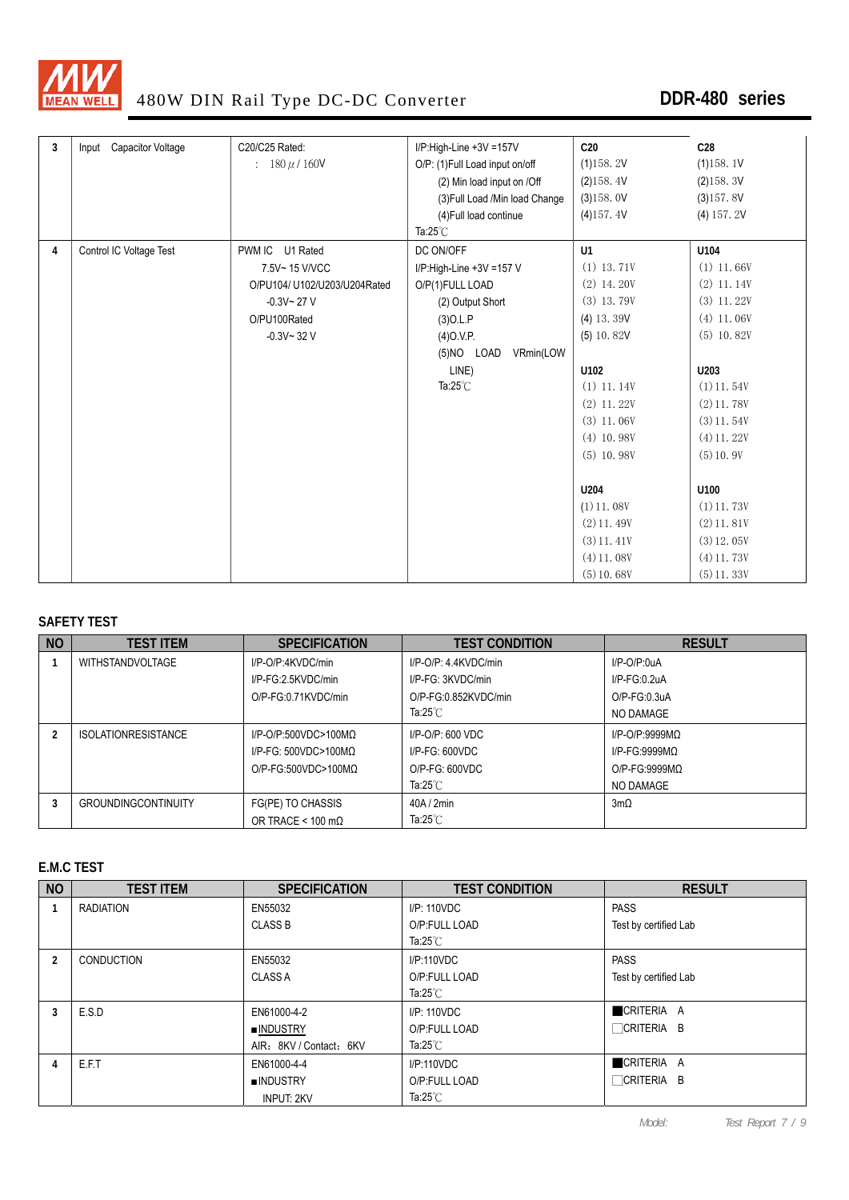| 3 | Input Capacitor Voltage | C20/C25 Rated: 180 μ / 160V | I/P:High-Line +3V =157V<br>O/P: (1)Full Load input on/off<br>(2) Min load input on /Off<br>(3)Full Load /Min load Change<br>(4)Full load continue<br>Ta:25℃ | **C20**<br>(1)158. 2V<br>(2)158. 4V<br>(3)158. 0V<br>(4)157. 4V | **C28**<br>(1)158. 1V<br>(2)158. 3V<br>(3)157. 8V<br>(4) 157. 2V |
|---|---|---|---|---|---|
| 4 | Control IC Voltage Test | PWM IC U1 Rated<br>7.5V~ 15 V/VCC<br>O/PU104/ U102/U203/U204Rated<br>-0.3V~ 27 V<br>O/PU100Rated<br>-0.3V~ 32 V | DC ON/OFF<br>I/P:High-Line +3V =157 V<br>O/P(1)FULL LOAD<br>(2) Output Short<br>(3)O.L.P<br>(4)O.V.P.<br>(5)NO LOAD VRmin(LOW LINE)<br>Ta:25℃ | **U1**<br>(1) 13. 71V<br>(2) 14. 20V<br>(3) 13. 79V<br>(4) 13. 39V<br>(5) 10. 82V<br><br>**U102**<br>(1) 11. 14V<br>(2) 11. 22V<br>(3) 11. 06V<br>(4) 10. 98V<br>(5) 10. 98V<br><br>**U204**<br>(1) 11. 08V<br>(2) 11. 49V<br>(3) 11. 41V<br>(4) 11. 08V<br>(5) 10. 68V | **U104**<br>(1) 11. 66V<br>(2) 11. 14V<br>(3) 11. 22V<br>(4) 11. 06V<br>(5) 10. 82V<br><br>**U203**<br>(1) 11. 54V<br>(2) 11. 78V<br>(3) 11. 54V<br>(4) 11. 22V<br>(5) 10. 9V<br><br>**U100**<br>(1) 11. 73V<br>(2) 11. 81V<br>(3) 12. 05V<br>(4) 11. 73V<br>(5) 11. 33V |

## SAFETY TEST

| NO | TEST ITEM | SPECIFICATION | TEST CONDITION | RESULT |
|---|---|---|---|---|
| 1 | WITHSTANDVOLTAGE | I/P-O/P:4KVDC/min<br>I/P-FG:2.5KVDC/min<br>O/P-FG:0.71KVDC/min | I/P-O/P: 4.4KVDC/min<br>I/P-FG: 3KVDC/min<br>O/P-FG:0.852KVDC/min<br>Ta:25℃ | I/P-O/P:0uA<br>I/P-FG:0.2uA<br>O/P-FG:0.3uA<br>NO DAMAGE |
| 2 | ISOLATIONRESISTANCE | I/P-O/P:500VDC>100MΩ<br>I/P-FG: 500VDC>100MΩ<br>O/P-FG:500VDC>100MΩ | I/P-O/P: 600 VDC<br>I/P-FG: 600VDC<br>O/P-FG: 600VDC<br>Ta:25℃ | I/P-O/P:9999MΩ<br>I/P-FG:9999MΩ<br>O/P-FG:9999MΩ<br>NO DAMAGE |
| 3 | GROUNDINGCONTINUITY | FG(PE) TO CHASSIS<br>OR TRACE < 100 mΩ | 40A / 2min<br>Ta:25℃ | 3mΩ |

## E.M.C TEST

| NO | TEST ITEM | SPECIFICATION | TEST CONDITION | RESULT |
|---|---|---|---|---|
| 1 | RADIATION | EN55032<br>CLASS B | I/P: 110VDC<br>O/P:FULL LOAD<br>Ta:25℃ | PASS<br>Test by certified Lab |
| 2 | CONDUCTION | EN55032<br>CLASS A | I/P:110VDC<br>O/P:FULL LOAD<br>Ta:25℃ | PASS<br>Test by certified Lab |
| 3 | E.S.D | EN61000-4-2<br>■INDUSTRY<br>AIR：8KV / Contact：6KV | I/P: 110VDC<br>O/P:FULL LOAD<br>Ta:25℃ | ■CRITERIA A<br>□CRITERIA B |
| 4 | E.F.T | EN61000-4-4<br>■INDUSTRY<br>INPUT: 2KV | I/P:110VDC<br>O/P:FULL LOAD<br>Ta:25℃ | ■CRITERIA A<br>□CRITERIA B |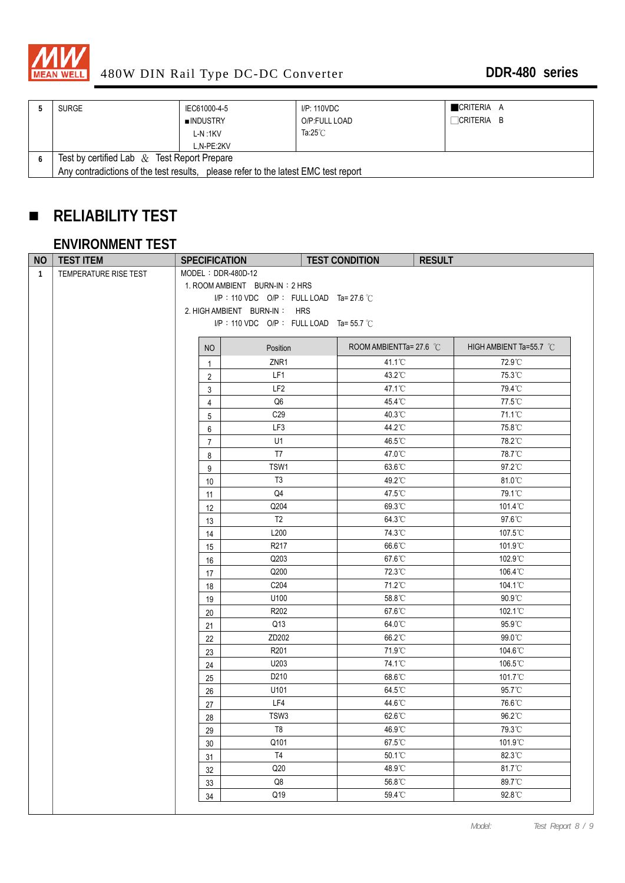| 5 | SURGE | IEC61000-4-5<br>■INDUSTRY<br>L-N :1KV<br>L,N-PE:2KV | I/P: 110VDC<br>O/P:FULL LOAD<br>Ta:25℃ | ■CRITERIA A<br>□CRITERIA B |
|---|---|---|---|---|
| 6 | Test by certified Lab & Test Report Prepare<br>Any contradictions of the test results, please refer to the latest EMC test report | | | |

## ■ RELIABILITY TEST

### ENVIRONMENT TEST

| NO | TEST ITEM | SPECIFICATION | TEST CONDITION | RESULT |
|---|---|---|---|---|
| 1 | TEMPERATURE RISE TEST | MODEL：DDR-480D-12<br>1. ROOM AMBIENT BURN-IN：2 HRS<br>I/P：110 VDC O/P： FULL LOAD Ta= 27.6 ℃<br>2. HIGH AMBIENT BURN-IN： HRS<br>I/P：110 VDC O/P： FULL LOAD Ta= 55.7 ℃ | | |

| NO | Position | ROOM AMBIENTTa= 27.6 ℃ | HIGH AMBIENT Ta=55.7 ℃ |
|---|---|---|---|
| 1 | ZNR1 | 41.1℃ | 72.9℃ |
| 2 | LF1 | 43.2℃ | 75.3℃ |
| 3 | LF2 | 47.1℃ | 79.4℃ |
| 4 | Q6 | 45.4℃ | 77.5℃ |
| 5 | C29 | 40.3℃ | 71.1℃ |
| 6 | LF3 | 44.2℃ | 75.8℃ |
| 7 | U1 | 46.5℃ | 78.2℃ |
| 8 | T7 | 47.0℃ | 78.7℃ |
| 9 | TSW1 | 63.6℃ | 97.2℃ |
| 10 | T3 | 49.2℃ | 81.0℃ |
| 11 | Q4 | 47.5℃ | 79.1℃ |
| 12 | Q204 | 69.3℃ | 101.4℃ |
| 13 | T2 | 64.3℃ | 97.6℃ |
| 14 | L200 | 74.3℃ | 107.5℃ |
| 15 | R217 | 66.6℃ | 101.9℃ |
| 16 | Q203 | 67.6℃ | 102.9℃ |
| 17 | Q200 | 72.3℃ | 106.4℃ |
| 18 | C204 | 71.2℃ | 104.1℃ |
| 19 | U100 | 58.8℃ | 90.9℃ |
| 20 | R202 | 67.6℃ | 102.1℃ |
| 21 | Q13 | 64.0℃ | 95.9℃ |
| 22 | ZD202 | 66.2℃ | 99.0℃ |
| 23 | R201 | 71.9℃ | 104.6℃ |
| 24 | U203 | 74.1℃ | 106.5℃ |
| 25 | D210 | 68.6℃ | 101.7℃ |
| 26 | U101 | 64.5℃ | 95.7℃ |
| 27 | LF4 | 44.6℃ | 76.6℃ |
| 28 | TSW3 | 62.6℃ | 96.2℃ |
| 29 | T8 | 46.9℃ | 79.3℃ |
| 30 | Q101 | 67.5℃ | 101.9℃ |
| 31 | T4 | 50.1℃ | 82.3℃ |
| 32 | Q20 | 48.9℃ | 81.7℃ |
| 33 | Q8 | 56.8℃ | 89.7℃ |
| 34 | Q19 | 59.4℃ | 92.8℃ |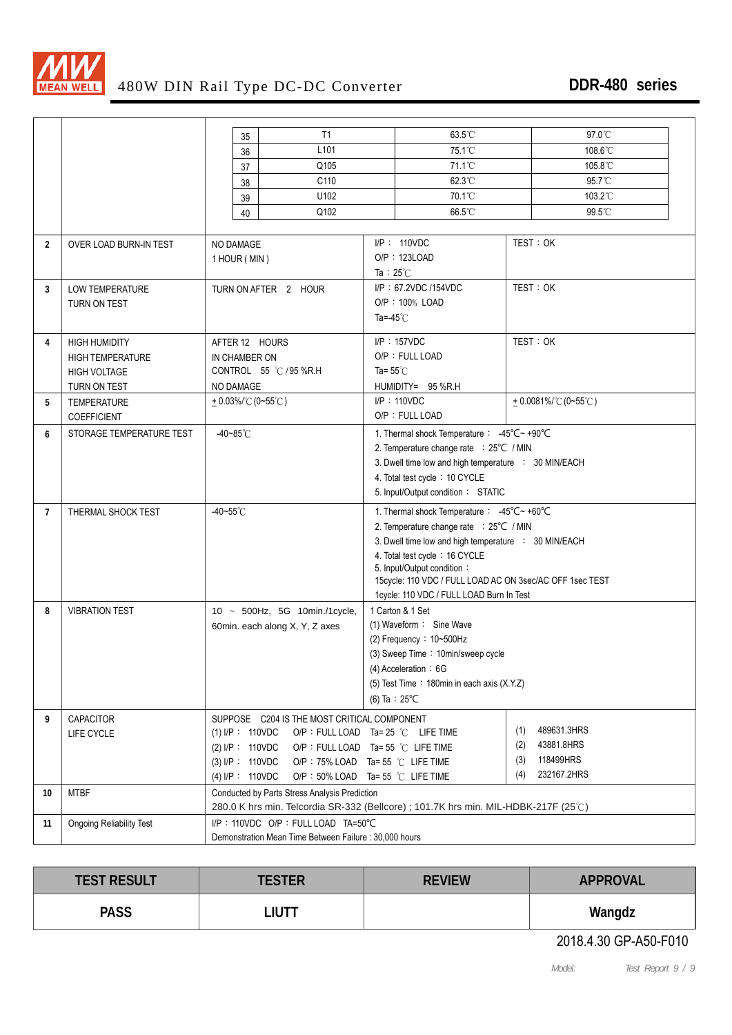# 480W DIN Rail Type DC-DC Converter

## DDR-480 series

| | | | |
|---|---|---|---|
| 35 | T1 | 63.5℃ | 97.0℃ |
| 36 | L101 | 75.1℃ | 108.6℃ |
| 37 | Q105 | 71.1℃ | 105.8℃ |
| 38 | C110 | 62.3℃ | 95.7℃ |
| 39 | U102 | 70.1℃ | 103.2℃ |
| 40 | Q102 | 66.5℃ | 99.5℃ |

| | | | | |
|---|---|---|---|---|
| 2 | OVER LOAD BURN-IN TEST | NO DAMAGE<br>1 HOUR ( MIN ) | I/P： 110VDC<br>O/P：123LOAD<br>Ta：25℃ | TEST：OK |
| 3 | LOW TEMPERATURE<br>TURN ON TEST | TURN ON AFTER 2 HOUR | I/P：67.2VDC /154VDC<br>O/P：100% LOAD<br>Ta=-45℃ | TEST：OK |
| 4 | HIGH HUMIDITY<br>HIGH TEMPERATURE<br>HIGH VOLTAGE<br>TURN ON TEST | AFTER 12 HOURS<br>IN CHAMBER ON<br>CONTROL 55 ℃ / 95 %R.H<br>NO DAMAGE | I/P：157VDC<br>O/P：FULL LOAD<br>Ta= 55℃<br>HUMIDITY= 95 %R.H | TEST：OK |
| 5 | TEMPERATURE<br>COEFFICIENT | ± 0.03%/℃ (0~55℃) | I/P：110VDC<br>O/P：FULL LOAD | ± 0.0081%/℃ (0~55℃) |
| 6 | STORAGE TEMPERATURE TEST | -40~85℃ | 1. Thermal shock Temperature： -45℃~ +90℃<br>2. Temperature change rate ：25℃ / MIN<br>3. Dwell time low and high temperature ： 30 MIN/EACH<br>4. Total test cycle：10 CYCLE<br>5. Input/Output condition： STATIC | |
| 7 | THERMAL SHOCK TEST | -40~55℃ | 1. Thermal shock Temperature： -45℃~ +60℃<br>2. Temperature change rate ：25℃ / MIN<br>3. Dwell time low and high temperature ： 30 MIN/EACH<br>4. Total test cycle：16 CYCLE<br>5. Input/Output condition：<br>15cycle: 110 VDC / FULL LOAD AC ON 3sec/AC OFF 1sec TEST<br>1cycle: 110 VDC / FULL LOAD Burn In Test | |
| 8 | VIBRATION TEST | 10 ~ 500Hz, 5G 10min./1cycle, 60min. each along X, Y, Z axes | 1 Carton & 1 Set<br>(1) Waveform： Sine Wave<br>(2) Frequency：10~500Hz<br>(3) Sweep Time：10min/sweep cycle<br>(4) Acceleration：6G<br>(5) Test Time：180min in each axis (X.Y.Z)<br>(6) Ta：25℃ | |
| 9 | CAPACITOR<br>LIFE CYCLE | SUPPOSE C204 IS THE MOST CRITICAL COMPONENT<br>(1) I/P： 110VDC O/P：FULL LOAD Ta= 25 ℃ LIFE TIME<br>(2) I/P： 110VDC O/P：FULL LOAD Ta= 55 ℃ LIFE TIME<br>(3) I/P： 110VDC O/P：75% LOAD Ta= 55 ℃ LIFE TIME<br>(4) I/P： 110VDC O/P：50% LOAD Ta= 55 ℃ LIFE TIME | | (1) 489631.3HRS<br>(2) 43881.8HRS<br>(3) 118499HRS<br>(4) 232167.2HRS |
| 10 | MTBF | Conducted by Parts Stress Analysis Prediction<br>280.0 K hrs min. Telcordia SR-332 (Bellcore) ; 101.7K hrs min. MIL-HDBK-217F (25℃) | | |
| 11 | Ongoing Reliability Test | I/P：110VDC O/P：FULL LOAD TA=50℃<br>Demonstration Mean Time Between Failure : 30,000 hours | | |

| TEST RESULT | TESTER | REVIEW | APPROVAL |
|---|---|---|---|
| PASS | LIUTT | | Wangdz |

2018.4.30 GP-A50-F010